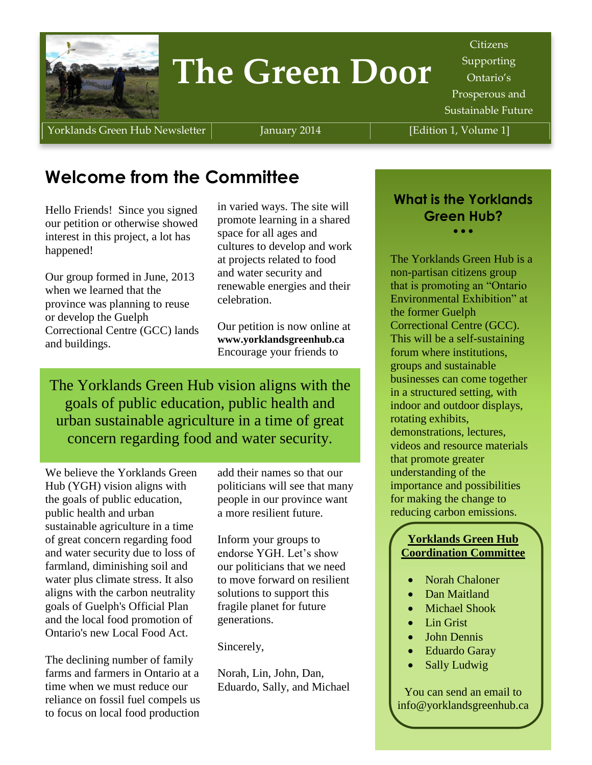# The Green Door

Citizens Supporting Ontario's Prosperous and Sustainable Future

Yorklands Green Hub Newsletter | January 2014 | [Edition 1, Volume 1]

## Welcome from the Committee

Hello Friends! Since you signed our petition or otherwise showed interest in this project, a lot has happened!

Our group formed in June, 2013 when we learned that the province was planning to reuse or develop the Guelph Correctional Centre (GCC) lands and buildings.

> The Yorklands Green Hub vision aligns with the goals of public education, public health and urban sustainable agriculture in a time of great concern regarding food and water security.

We believe the Yorklands Green Hub (YGH) vision aligns with the goals of public education, public health and urban sustainable agriculture in a time of great concern regarding food and water security due to loss of farmland, diminishing soil and water plus climate stress. It also aligns with the carbon neutrality goals of Guelph's Official Plan and the local food promotion of Ontario's new Local Food Act.

The declining number of family farms and farmers in Ontario at a time when we must reduce our reliance on fossil fuel compels us to focus on local food production in varied ways. The site will promote learning in a shared space for all ages and cultures to develop and work at projects related to food and water security and renewable energies and their celebration.

Our petition is now online at **www.yorklandsgreenhub.ca** Encourage your friends to add their names so that our politicians will see that many people in our province want a more resilient future.

Inform your groups to endorse YGH. Let's show our politicians that we need to move forward on resilient solutions to support this fragile planet for future generations.

Sincerely,

Norah, Lin, John, Dan, Eduardo, Sally, and Michael

### What is the Yorklands Green Hub?

The Yorklands Green Hub is a non-partisan citizens group that is promoting an "Ontario Environmental Exhibition" at the former Guelph Correctional Centre (GCC). This will be a self-sustaining forum where institutions, groups and sustainable businesses can come together in a structured setting, with indoor and outdoor displays, rotating exhibits, demonstrations, lectures, videos and resource materials that promote greater understanding of the importance and possibilities for making the change to reducing carbon emissions.

**Yorklands Green Hub Coordination Committee**

- Norah Chaloner
- Dan Maitland
- Michael Shook
- Lin Grist
- John Dennis
- Eduardo Garay
- Sally Ludwig

You can send an email to info@yorklandsgreenhub.ca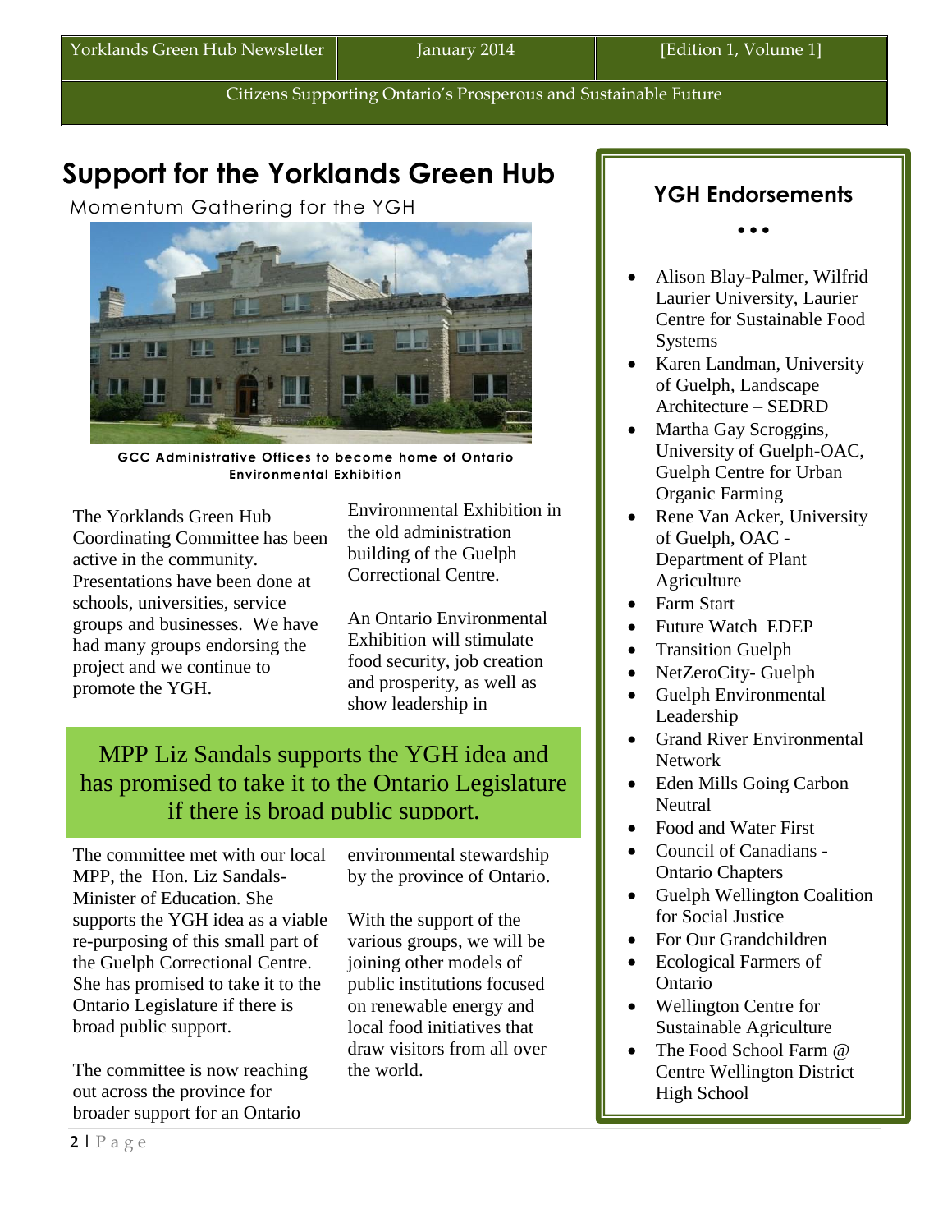Yorklands Green Hub Newsletter | January 2014 | [Edition 1, Volume 1]

Citizens Supporting Ontario's Prosperous and Sustainable Future

# Support for the Yorklands Green Hub

Momentum Gathering for the YGH

**GCC Administrative Offices to become home of Ontario Environmental Exhibition**

The Yorklands Green Hub Coordinating Committee has been active in the community. Presentations have been done at schools, universities, service groups and businesses. We have had many groups endorsing the project and we continue to promote the YGH.

The committee met with our local MPP, the Hon. Liz Sandals- Minister of Education. She supports the YGH idea as a viable re-purposing of this small part of the Guelph Correctional Centre. She has promised to take it to the Ontario Legislature if there is broad public support.

The committee is now reaching out across the province for broader support for an Ontario Environmental Exhibition in the old administration building of the Guelph Correctional Centre.

An Ontario Environmental Exhibition will stimulate food security, job creation and prosperity, as well as show leadership in environmental stewardship by the province of Ontario.

With the support of the various groups, we will be joining other models of public institutions focused on renewable energy and local food initiatives that draw visitors from all over the world.

> MPP Liz Sandals supports the YGH idea and has promised to take it to the Ontario Legislature if there is broad public support.

## YGH Endorsements

• • •

- Alison Blay-Palmer, Wilfrid Laurier University, Laurier Centre for Sustainable Food Systems
- Karen Landman, University of Guelph, Landscape Architecture – SEDRD
- Martha Gay Scroggins, University of Guelph-OAC, Guelph Centre for Urban Organic Farming
- Rene Van Acker, University of Guelph, OAC - Department of Plant Agriculture
- Farm Start
- Future Watch EDEP
- Transition Guelph
- NetZeroCity- Guelph
- Guelph Environmental Leadership
- Grand River Environmental Network
- Eden Mills Going Carbon Neutral
- Food and Water First
- Council of Canadians - Ontario Chapters
- Guelph Wellington Coalition for Social Justice
- For Our Grandchildren
- Ecological Farmers of Ontario
- Wellington Centre for Sustainable Agriculture
- The Food School Farm @ Centre Wellington District High School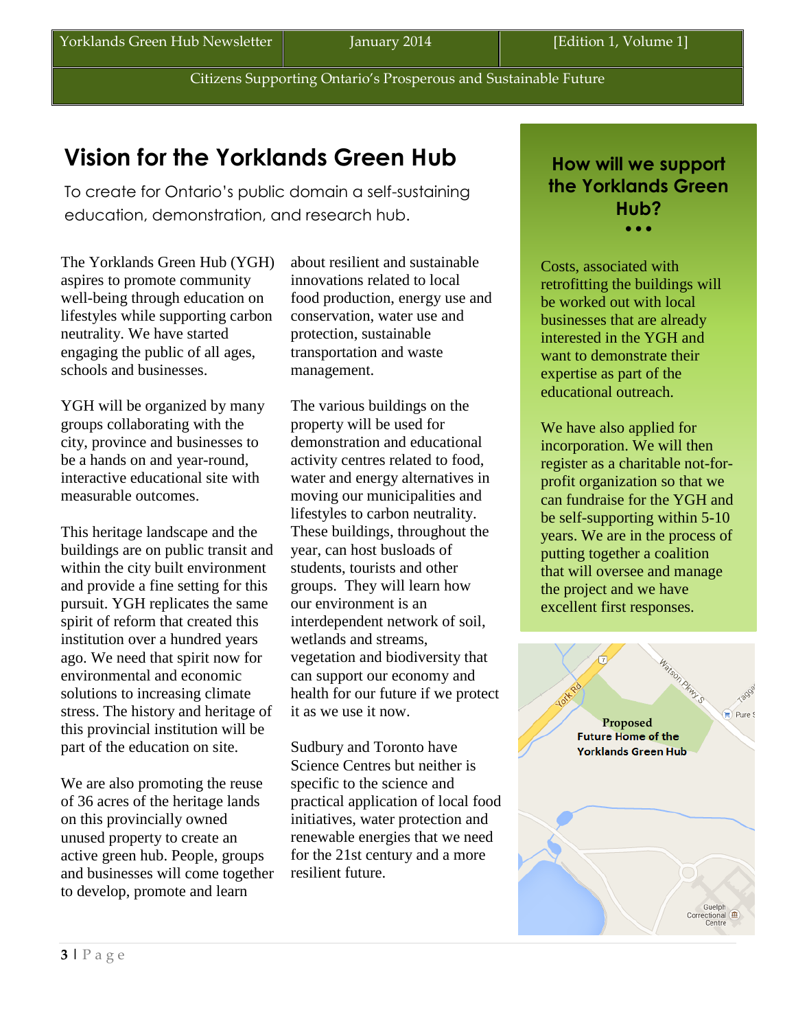Citizens Supporting Ontario's Prosperous and Sustainable Future

# Vision for the Yorklands Green Hub

To create for Ontario's public domain a self-sustaining education, demonstration, and research hub.

The Yorklands Green Hub (YGH) aspires to promote community well-being through education on lifestyles while supporting carbon neutrality. We have started engaging the public of all ages, schools and businesses.

YGH will be organized by many groups collaborating with the city, province and businesses to be a hands on and year-round, interactive educational site with measurable outcomes.

This heritage landscape and the buildings are on public transit and within the city built environment and provide a fine setting for this pursuit. YGH replicates the same spirit of reform that created this institution over a hundred years ago. We need that spirit now for environmental and economic solutions to increasing climate stress. The history and heritage of this provincial institution will be part of the education on site.

We are also promoting the reuse of 36 acres of the heritage lands on this provincially owned unused property to create an active green hub. People, groups and businesses will come together to develop, promote and learn about resilient and sustainable innovations related to local food production, energy use and conservation, water use and protection, sustainable transportation and waste management.

The various buildings on the property will be used for demonstration and educational activity centres related to food, water and energy alternatives in moving our municipalities and lifestyles to carbon neutrality. These buildings, throughout the year, can host busloads of students, tourists and other groups. They will learn how our environment is an interdependent network of soil, wetlands and streams, vegetation and biodiversity that can support our economy and health for our future if we protect it as we use it now.

Sudbury and Toronto have Science Centres but neither is specific to the science and practical application of local food initiatives, water protection and renewable energies that we need for the 21st century and a more resilient future.

## How will we support the Yorklands Green Hub?

Costs, associated with retrofitting the buildings will be worked out with local businesses that are already interested in the YGH and want to demonstrate their expertise as part of the educational outreach.

We have also applied for incorporation. We will then register as a charitable not-for-profit organization so that we can fundraise for the YGH and be self-supporting within 5-10 years. We are in the process of putting together a coalition that will oversee and manage the project and we have excellent first responses.

York Rd

Watson Pkwy S

Proposed
Future Home of the
Yorklands Green Hub

Guelph Correctional Centre